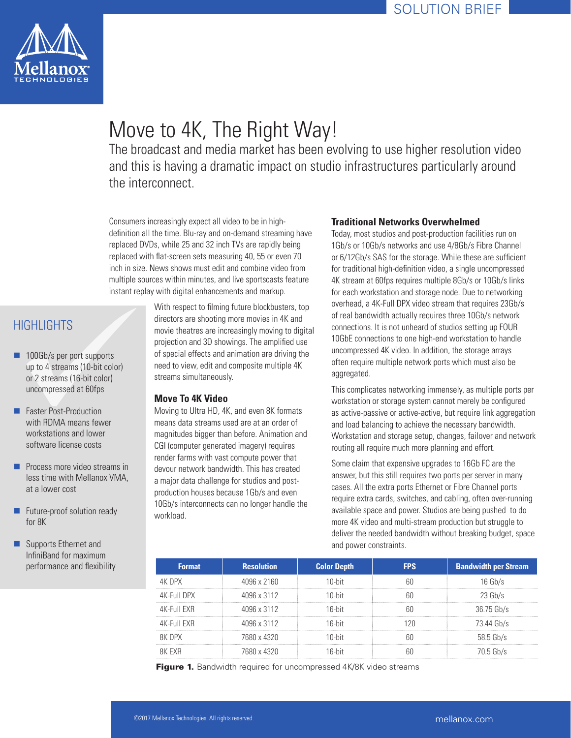SOLUTION BRIEF

# Move to 4K, The Right Way!

The broadcast and media market has been evolving to use higher resolution video and this is having a dramatic impact on studio infrastructures particularly around the interconnect.

Consumers increasingly expect all video to be in high-definition all the time. Blu-ray and on-demand streaming have replaced DVDs, while 25 and 32 inch TVs are rapidly being replaced with flat-screen sets measuring 40, 55 or even 70 inch in size. News shows must edit and combine video from multiple sources within minutes, and live sportscasts feature instant replay with digital enhancements and markup.

With respect to filming future blockbusters, top directors are shooting more movies in 4K and movie theatres are increasingly moving to digital projection and 3D showings. The amplified use of special effects and animation are driving the need to view, edit and composite multiple 4K streams simultaneously.

## HIGHLIGHTS

- 100Gb/s per port supports up to 4 streams (10-bit color) or 2 streams (16-bit color) uncompressed at 60fps
- Faster Post-Production with RDMA means fewer workstations and lower software license costs
- Process more video streams in less time with Mellanox VMA, at a lower cost
- Future-proof solution ready for 8K
- Supports Ethernet and InfiniBand for maximum performance and flexibility

### Move To 4K Video

Moving to Ultra HD, 4K, and even 8K formats means data streams used are at an order of magnitudes bigger than before. Animation and CGI (computer generated imagery) requires render farms with vast compute power that devour network bandwidth. This has created a major data challenge for studios and post-production houses because 1Gb/s and even 10Gb/s interconnects can no longer handle the workload.

### Traditional Networks Overwhelmed

Today, most studios and post-production facilities run on 1Gb/s or 10Gb/s networks and use 4/8Gb/s Fibre Channel or 6/12Gb/s SAS for the storage. While these are sufficient for traditional high-definition video, a single uncompressed 4K stream at 60fps requires multiple 8Gb/s or 10Gb/s links for each workstation and storage node. Due to networking overhead, a 4K-Full DPX video stream that requires 23Gb/s of real bandwidth actually requires three 10Gb/s network connections. It is not unheard of studios setting up FOUR 10GbE connections to one high-end workstation to handle uncompressed 4K video. In addition, the storage arrays often require multiple network ports which must also be aggregated.

This complicates networking immensely, as multiple ports per workstation or storage system cannot merely be configured as active-passive or active-active, but require link aggregation and load balancing to achieve the necessary bandwidth. Workstation and storage setup, changes, failover and network routing all require much more planning and effort.

Some claim that expensive upgrades to 16Gb FC are the answer, but this still requires two ports per server in many cases. All the extra ports Ethernet or Fibre Channel ports require extra cards, switches, and cabling, often over-running available space and power. Studios are being pushed to do more 4K video and multi-stream production but struggle to deliver the needed bandwidth without breaking budget, space and power constraints.

| Format | Resolution | Color Depth | FPS | Bandwidth per Stream |
|---|---|---|---|---|
| 4K DPX | 4096 x 2160 | 10-bit | 60 | 16 Gb/s |
| 4K-Full DPX | 4096 x 3112 | 10-bit | 60 | 23 Gb/s |
| 4K-Full EXR | 4096 x 3112 | 16-bit | 60 | 36.75 Gb/s |
| 4K-Full EXR | 4096 x 3112 | 16-bit | 120 | 73.44 Gb/s |
| 8K DPX | 7680 x 4320 | 10-bit | 60 | 58.5 Gb/s |
| 8K EXR | 7680 x 4320 | 16-bit | 60 | 70.5 Gb/s |

**Figure 1.** Bandwidth required for uncompressed 4K/8K video streams

©2017 Mellanox Technologies. All rights reserved.

mellanox.com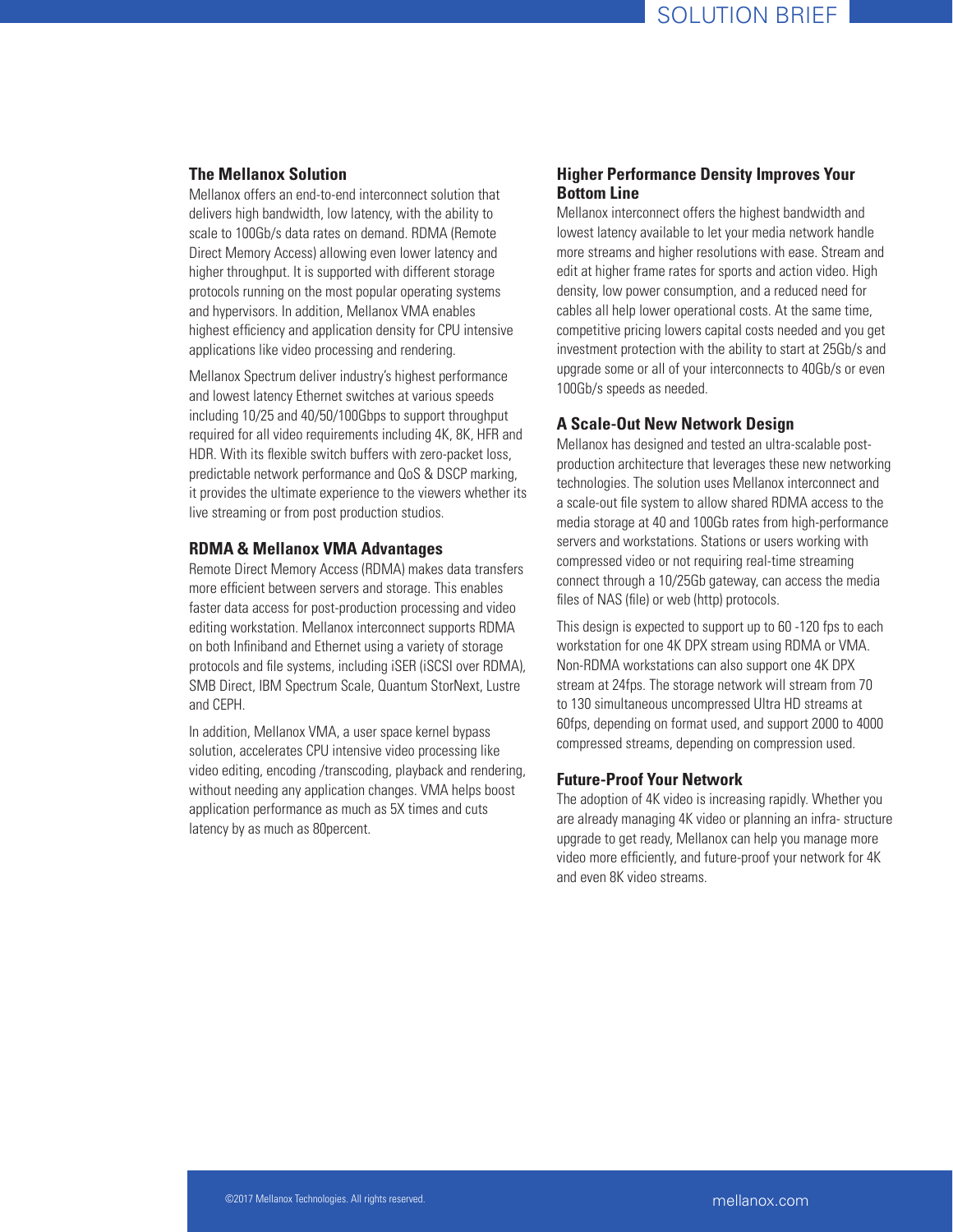## The Mellanox Solution

Mellanox offers an end-to-end interconnect solution that delivers high bandwidth, low latency, with the ability to scale to 100Gb/s data rates on demand. RDMA (Remote Direct Memory Access) allowing even lower latency and higher throughput. It is supported with different storage protocols running on the most popular operating systems and hypervisors. In addition, Mellanox VMA enables highest efficiency and application density for CPU intensive applications like video processing and rendering.

Mellanox Spectrum deliver industry's highest performance and lowest latency Ethernet switches at various speeds including 10/25 and 40/50/100Gbps to support throughput required for all video requirements including 4K, 8K, HFR and HDR. With its flexible switch buffers with zero-packet loss, predictable network performance and QoS & DSCP marking, it provides the ultimate experience to the viewers whether its live streaming or from post production studios.

## RDMA & Mellanox VMA Advantages

Remote Direct Memory Access (RDMA) makes data transfers more efficient between servers and storage. This enables faster data access for post-production processing and video editing workstation. Mellanox interconnect supports RDMA on both Infiniband and Ethernet using a variety of storage protocols and file systems, including iSER (iSCSI over RDMA), SMB Direct, IBM Spectrum Scale, Quantum StorNext, Lustre and CEPH.

In addition, Mellanox VMA, a user space kernel bypass solution, accelerates CPU intensive video processing like video editing, encoding /transcoding, playback and rendering, without needing any application changes. VMA helps boost application performance as much as 5X times and cuts latency by as much as 80percent.

## Higher Performance Density Improves Your Bottom Line

Mellanox interconnect offers the highest bandwidth and lowest latency available to let your media network handle more streams and higher resolutions with ease. Stream and edit at higher frame rates for sports and action video. High density, low power consumption, and a reduced need for cables all help lower operational costs. At the same time, competitive pricing lowers capital costs needed and you get investment protection with the ability to start at 25Gb/s and upgrade some or all of your interconnects to 40Gb/s or even 100Gb/s speeds as needed.

## A Scale-Out New Network Design

Mellanox has designed and tested an ultra-scalable post-production architecture that leverages these new networking technologies. The solution uses Mellanox interconnect and a scale-out file system to allow shared RDMA access to the media storage at 40 and 100Gb rates from high-performance servers and workstations. Stations or users working with compressed video or not requiring real-time streaming connect through a 10/25Gb gateway, can access the media files of NAS (file) or web (http) protocols.

This design is expected to support up to 60 -120 fps to each workstation for one 4K DPX stream using RDMA or VMA. Non-RDMA workstations can also support one 4K DPX stream at 24fps. The storage network will stream from 70 to 130 simultaneous uncompressed Ultra HD streams at 60fps, depending on format used, and support 2000 to 4000 compressed streams, depending on compression used.

## Future-Proof Your Network

The adoption of 4K video is increasing rapidly. Whether you are already managing 4K video or planning an infra- structure upgrade to get ready, Mellanox can help you manage more video more efficiently, and future-proof your network for 4K and even 8K video streams.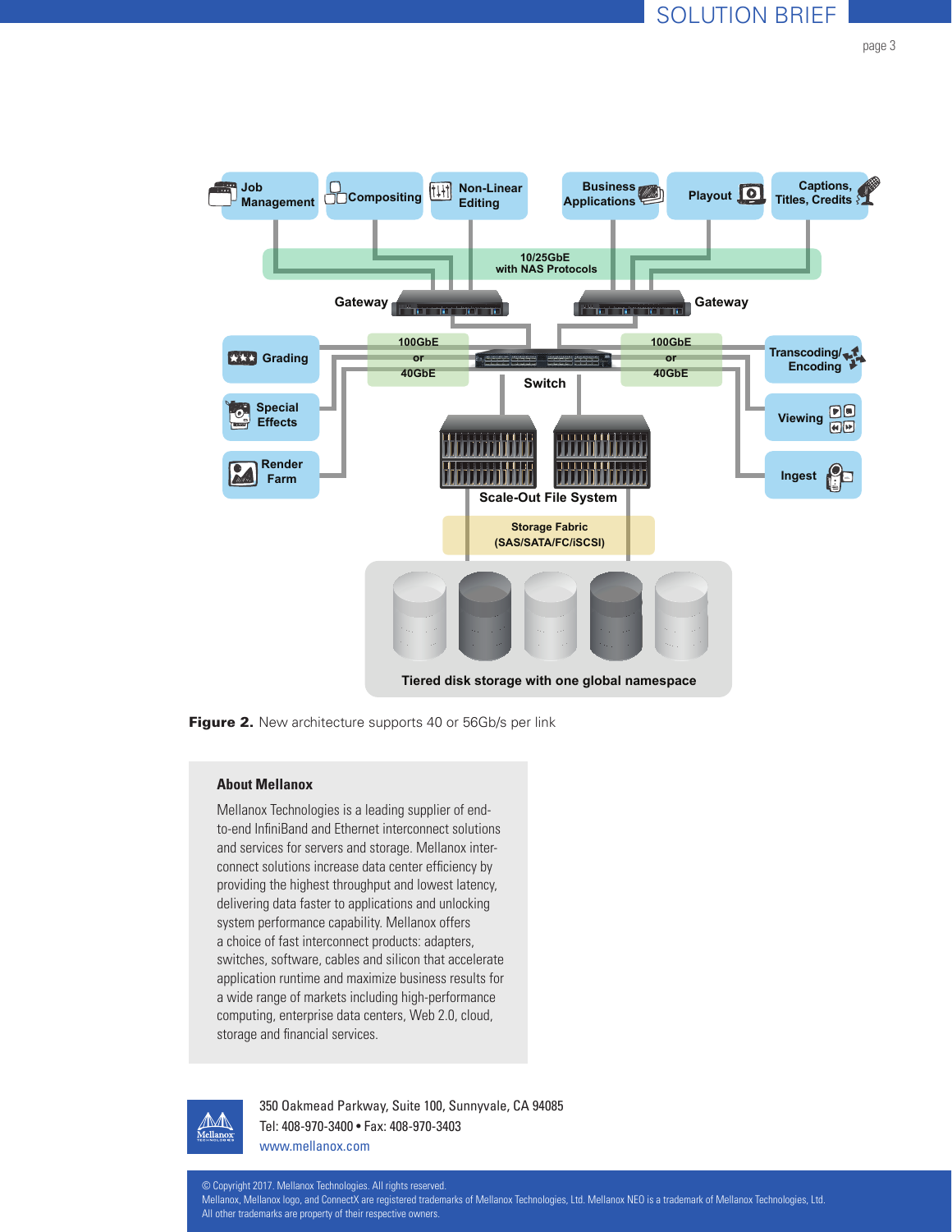Job Management
Compositing
Non-Linear Editing
Business Applications
Playout
Captions, Titles, Credits
10/25GbE with NAS Protocols
Gateway
Gateway
Grading
100GbE or 40GbE
Switch
100GbE or 40GbE
Transcoding/ Encoding
Special Effects
Viewing
Render Farm
Ingest
Scale-Out File System
Storage Fabric (SAS/SATA/FC/iSCSI)
Tiered disk storage with one global namespace

**Figure 2.** New architecture supports 40 or 56Gb/s per link

## About Mellanox

Mellanox Technologies is a leading supplier of end-to-end InfiniBand and Ethernet interconnect solutions and services for servers and storage. Mellanox interconnect solutions increase data center efficiency by providing the highest throughput and lowest latency, delivering data faster to applications and unlocking system performance capability. Mellanox offers a choice of fast interconnect products: adapters, switches, software, cables and silicon that accelerate application runtime and maximize business results for a wide range of markets including high-performance computing, enterprise data centers, Web 2.0, cloud, storage and financial services.

350 Oakmead Parkway, Suite 100, Sunnyvale, CA 94085
Tel: 408-970-3400 • Fax: 408-970-3403
www.mellanox.com

© Copyright 2017. Mellanox Technologies. All rights reserved.
Mellanox, Mellanox logo, and ConnectX are registered trademarks of Mellanox Technologies, Ltd. Mellanox NEO is a trademark of Mellanox Technologies, Ltd.
All other trademarks are property of their respective owners.